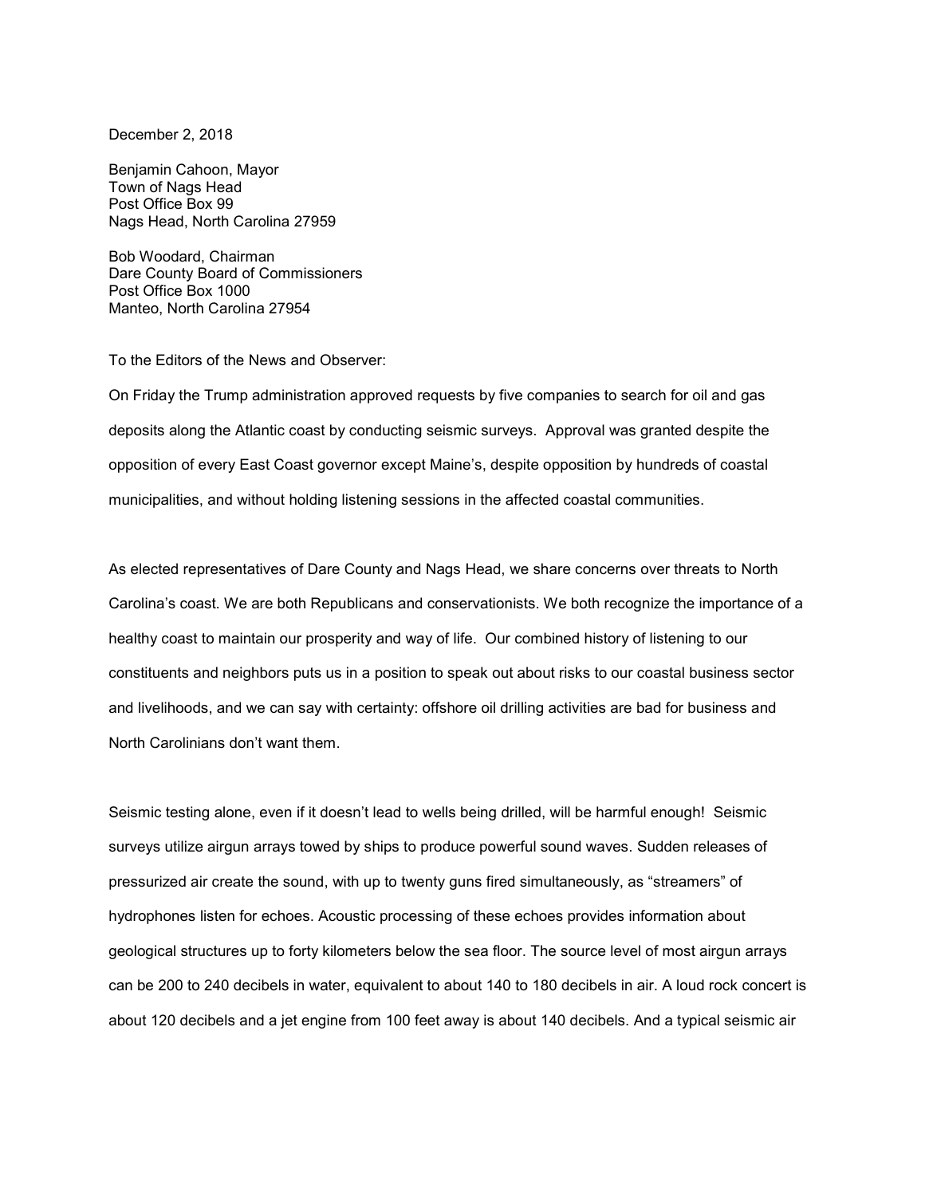December 2, 2018

Benjamin Cahoon, Mayor
Town of Nags Head
Post Office Box 99
Nags Head, North Carolina 27959

Bob Woodard, Chairman
Dare County Board of Commissioners
Post Office Box 1000
Manteo, North Carolina 27954

To the Editors of the News and Observer:

On Friday the Trump administration approved requests by five companies to search for oil and gas deposits along the Atlantic coast by conducting seismic surveys. Approval was granted despite the opposition of every East Coast governor except Maine's, despite opposition by hundreds of coastal municipalities, and without holding listening sessions in the affected coastal communities.

As elected representatives of Dare County and Nags Head, we share concerns over threats to North Carolina's coast. We are both Republicans and conservationists. We both recognize the importance of a healthy coast to maintain our prosperity and way of life. Our combined history of listening to our constituents and neighbors puts us in a position to speak out about risks to our coastal business sector and livelihoods, and we can say with certainty: offshore oil drilling activities are bad for business and North Carolinians don't want them.

Seismic testing alone, even if it doesn't lead to wells being drilled, will be harmful enough! Seismic surveys utilize airgun arrays towed by ships to produce powerful sound waves. Sudden releases of pressurized air create the sound, with up to twenty guns fired simultaneously, as "streamers" of hydrophones listen for echoes. Acoustic processing of these echoes provides information about geological structures up to forty kilometers below the sea floor. The source level of most airgun arrays can be 200 to 240 decibels in water, equivalent to about 140 to 180 decibels in air. A loud rock concert is about 120 decibels and a jet engine from 100 feet away is about 140 decibels. And a typical seismic air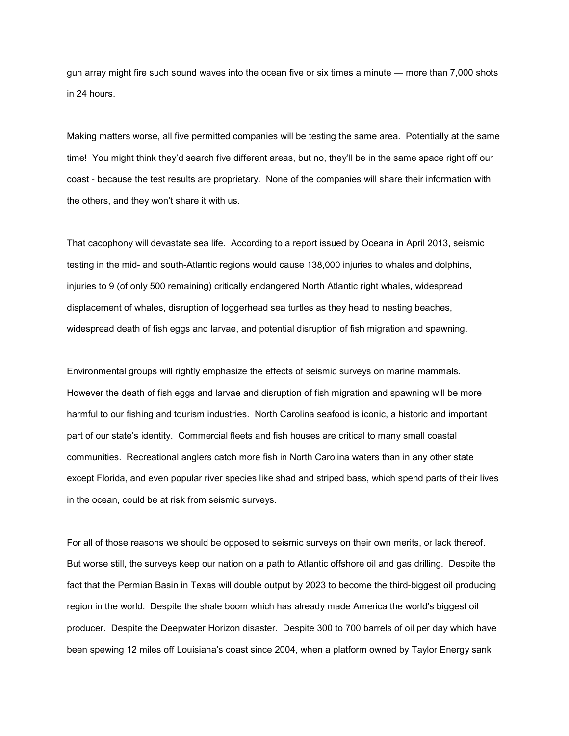gun array might fire such sound waves into the ocean five or six times a minute — more than 7,000 shots in 24 hours.

Making matters worse, all five permitted companies will be testing the same area. Potentially at the same time! You might think they'd search five different areas, but no, they'll be in the same space right off our coast - because the test results are proprietary. None of the companies will share their information with the others, and they won't share it with us.

That cacophony will devastate sea life. According to a report issued by Oceana in April 2013, seismic testing in the mid- and south-Atlantic regions would cause 138,000 injuries to whales and dolphins, injuries to 9 (of only 500 remaining) critically endangered North Atlantic right whales, widespread displacement of whales, disruption of loggerhead sea turtles as they head to nesting beaches, widespread death of fish eggs and larvae, and potential disruption of fish migration and spawning.

Environmental groups will rightly emphasize the effects of seismic surveys on marine mammals. However the death of fish eggs and larvae and disruption of fish migration and spawning will be more harmful to our fishing and tourism industries. North Carolina seafood is iconic, a historic and important part of our state's identity. Commercial fleets and fish houses are critical to many small coastal communities. Recreational anglers catch more fish in North Carolina waters than in any other state except Florida, and even popular river species like shad and striped bass, which spend parts of their lives in the ocean, could be at risk from seismic surveys.

For all of those reasons we should be opposed to seismic surveys on their own merits, or lack thereof. But worse still, the surveys keep our nation on a path to Atlantic offshore oil and gas drilling. Despite the fact that the Permian Basin in Texas will double output by 2023 to become the third-biggest oil producing region in the world. Despite the shale boom which has already made America the world's biggest oil producer. Despite the Deepwater Horizon disaster. Despite 300 to 700 barrels of oil per day which have been spewing 12 miles off Louisiana's coast since 2004, when a platform owned by Taylor Energy sank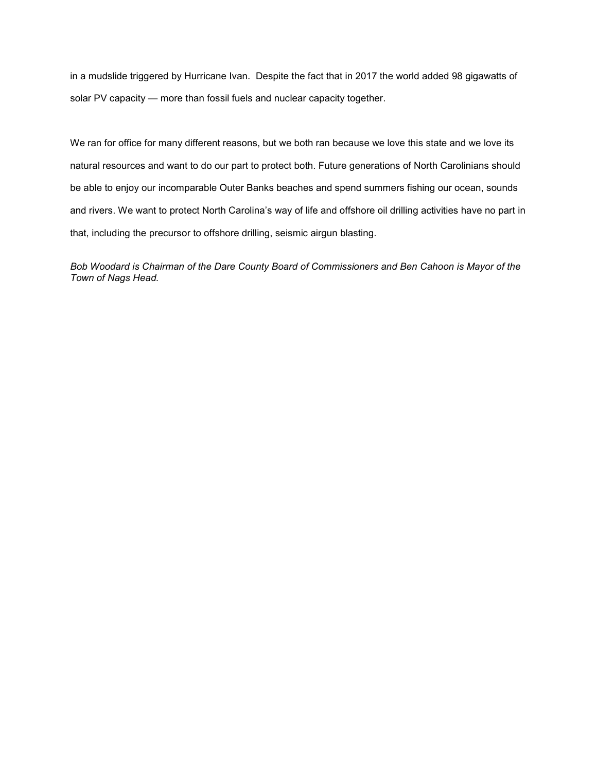in a mudslide triggered by Hurricane Ivan.  Despite the fact that in 2017 the world added 98 gigawatts of solar PV capacity — more than fossil fuels and nuclear capacity together.

We ran for office for many different reasons, but we both ran because we love this state and we love its natural resources and want to do our part to protect both. Future generations of North Carolinians should be able to enjoy our incomparable Outer Banks beaches and spend summers fishing our ocean, sounds and rivers. We want to protect North Carolina's way of life and offshore oil drilling activities have no part in that, including the precursor to offshore drilling, seismic airgun blasting.

*Bob Woodard is Chairman of the Dare County Board of Commissioners and Ben Cahoon is Mayor of the Town of Nags Head.*